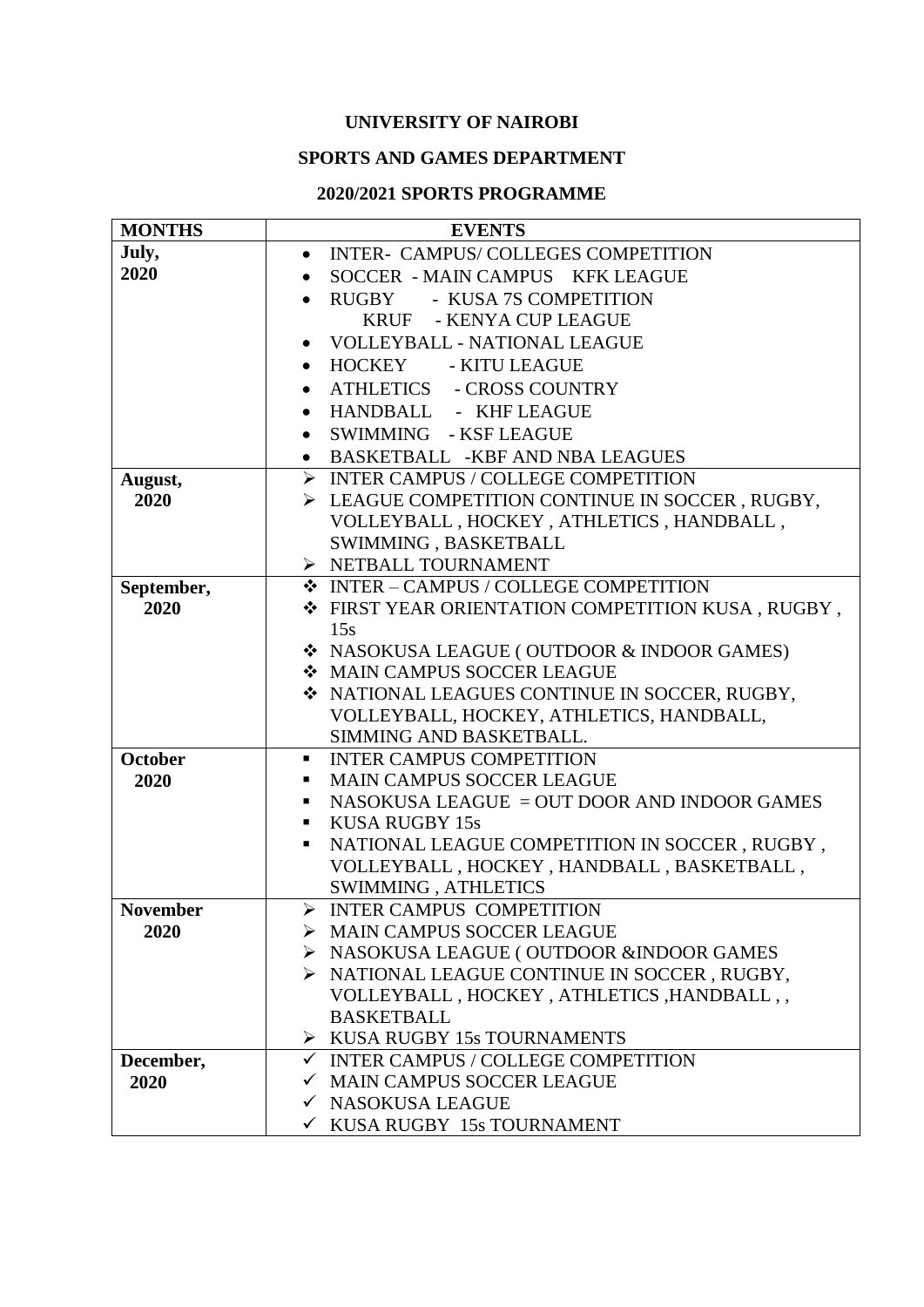**UNIVERSITY OF NAIROBI**

**SPORTS AND GAMES DEPARTMENT**

**2020/2021 SPORTS PROGRAMME**

| MONTHS | EVENTS |
|---|---|
| **July, 2020** | • INTER- CAMPUS/ COLLEGES COMPETITION<br>• SOCCER - MAIN CAMPUS KFK LEAGUE<br>• RUGBY - KUSA 7S COMPETITION<br>KRUF - KENYA CUP LEAGUE<br>• VOLLEYBALL - NATIONAL LEAGUE<br>• HOCKEY - KITU LEAGUE<br>• ATHLETICS - CROSS COUNTRY<br>• HANDBALL - KHF LEAGUE<br>• SWIMMING - KSF LEAGUE<br>• BASKETBALL -KBF AND NBA LEAGUES |
| **August, 2020** | ➢ INTER CAMPUS / COLLEGE COMPETITION<br>➢ LEAGUE COMPETITION CONTINUE IN SOCCER , RUGBY, VOLLEYBALL , HOCKEY , ATHLETICS , HANDBALL , SWIMMING , BASKETBALL<br>➢ NETBALL TOURNAMENT |
| **September, 2020** | ❖ INTER – CAMPUS / COLLEGE COMPETITION<br>❖ FIRST YEAR ORIENTATION COMPETITION KUSA , RUGBY , 15s<br>❖ NASOKUSA LEAGUE ( OUTDOOR & INDOOR GAMES)<br>❖ MAIN CAMPUS SOCCER LEAGUE<br>❖ NATIONAL LEAGUES CONTINUE IN SOCCER, RUGBY, VOLLEYBALL, HOCKEY, ATHLETICS, HANDBALL, SIMMING AND BASKETBALL. |
| **October 2020** | ▪ INTER CAMPUS COMPETITION<br>▪ MAIN CAMPUS SOCCER LEAGUE<br>▪ NASOKUSA LEAGUE = OUT DOOR AND INDOOR GAMES<br>▪ KUSA RUGBY 15s<br>▪ NATIONAL LEAGUE COMPETITION IN SOCCER , RUGBY , VOLLEYBALL , HOCKEY , HANDBALL , BASKETBALL , SWIMMING , ATHLETICS |
| **November 2020** | ➢ INTER CAMPUS COMPETITION<br>➢ MAIN CAMPUS SOCCER LEAGUE<br>➢ NASOKUSA LEAGUE ( OUTDOOR &INDOOR GAMES<br>➢ NATIONAL LEAGUE CONTINUE IN SOCCER , RUGBY, VOLLEYBALL , HOCKEY , ATHLETICS ,HANDBALL , , BASKETBALL<br>➢ KUSA RUGBY 15s TOURNAMENTS |
| **December, 2020** | ✓ INTER CAMPUS / COLLEGE COMPETITION<br>✓ MAIN CAMPUS SOCCER LEAGUE<br>✓ NASOKUSA LEAGUE<br>✓ KUSA RUGBY 15s TOURNAMENT |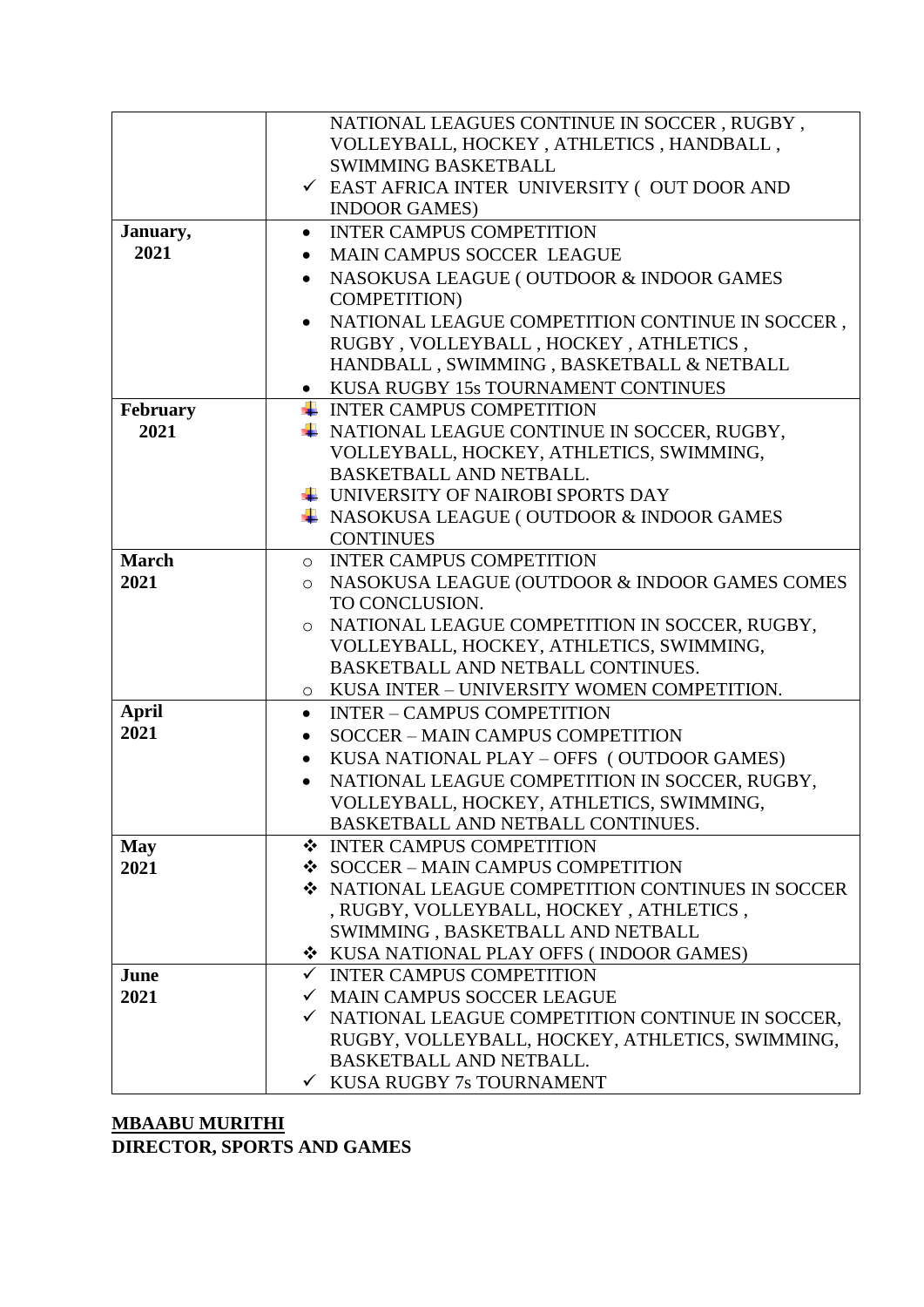| | |
|---|---|
| | NATIONAL LEAGUES CONTINUE IN SOCCER , RUGBY , VOLLEYBALL, HOCKEY , ATHLETICS , HANDBALL , SWIMMING BASKETBALL<br>✓ EAST AFRICA INTER UNIVERSITY ( OUT DOOR AND INDOOR GAMES) |
| **January, 2021** | • INTER CAMPUS COMPETITION<br>• MAIN CAMPUS SOCCER LEAGUE<br>• NASOKUSA LEAGUE ( OUTDOOR & INDOOR GAMES COMPETITION)<br>• NATIONAL LEAGUE COMPETITION CONTINUE IN SOCCER , RUGBY , VOLLEYBALL , HOCKEY , ATHLETICS , HANDBALL , SWIMMING , BASKETBALL & NETBALL<br>• KUSA RUGBY 15s TOURNAMENT CONTINUES |
| **February 2021** | • INTER CAMPUS COMPETITION<br>• NATIONAL LEAGUE CONTINUE IN SOCCER, RUGBY, VOLLEYBALL, HOCKEY, ATHLETICS, SWIMMING, BASKETBALL AND NETBALL.<br>• UNIVERSITY OF NAIROBI SPORTS DAY<br>• NASOKUSA LEAGUE ( OUTDOOR & INDOOR GAMES CONTINUES |
| **March 2021** | ○ INTER CAMPUS COMPETITION<br>○ NASOKUSA LEAGUE (OUTDOOR & INDOOR GAMES COMES TO CONCLUSION.<br>○ NATIONAL LEAGUE COMPETITION IN SOCCER, RUGBY, VOLLEYBALL, HOCKEY, ATHLETICS, SWIMMING, BASKETBALL AND NETBALL CONTINUES.<br>○ KUSA INTER – UNIVERSITY WOMEN COMPETITION. |
| **April 2021** | • INTER – CAMPUS COMPETITION<br>• SOCCER – MAIN CAMPUS COMPETITION<br>• KUSA NATIONAL PLAY – OFFS ( OUTDOOR GAMES)<br>• NATIONAL LEAGUE COMPETITION IN SOCCER, RUGBY, VOLLEYBALL, HOCKEY, ATHLETICS, SWIMMING, BASKETBALL AND NETBALL CONTINUES. |
| **May 2021** | ❖ INTER CAMPUS COMPETITION<br>❖ SOCCER – MAIN CAMPUS COMPETITION<br>❖ NATIONAL LEAGUE COMPETITION CONTINUES IN SOCCER , RUGBY, VOLLEYBALL, HOCKEY , ATHLETICS , SWIMMING , BASKETBALL AND NETBALL<br>❖ KUSA NATIONAL PLAY OFFS ( INDOOR GAMES) |
| **June 2021** | ✓ INTER CAMPUS COMPETITION<br>✓ MAIN CAMPUS SOCCER LEAGUE<br>✓ NATIONAL LEAGUE COMPETITION CONTINUE IN SOCCER, RUGBY, VOLLEYBALL, HOCKEY, ATHLETICS, SWIMMING, BASKETBALL AND NETBALL.<br>✓ KUSA RUGBY 7s TOURNAMENT |

**MBAABU MURITHI**
**DIRECTOR, SPORTS AND GAMES**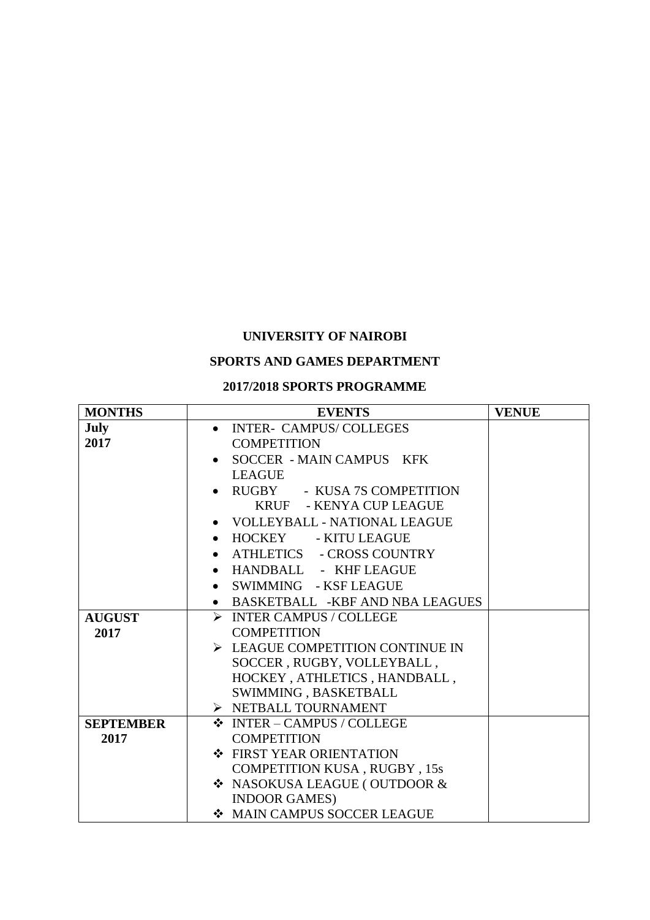**UNIVERSITY OF NAIROBI**

**SPORTS AND GAMES DEPARTMENT**

**2017/2018 SPORTS PROGRAMME**

| MONTHS | EVENTS | VENUE |
|---|---|---|
| **July 2017** | • INTER- CAMPUS/ COLLEGES COMPETITION<br>• SOCCER - MAIN CAMPUS KFK LEAGUE<br>• RUGBY - KUSA 7S COMPETITION<br>KRUF - KENYA CUP LEAGUE<br>• VOLLEYBALL - NATIONAL LEAGUE<br>• HOCKEY - KITU LEAGUE<br>• ATHLETICS - CROSS COUNTRY<br>• HANDBALL - KHF LEAGUE<br>• SWIMMING - KSF LEAGUE<br>• BASKETBALL -KBF AND NBA LEAGUES | |
| **AUGUST 2017** | ➢ INTER CAMPUS / COLLEGE COMPETITION<br>➢ LEAGUE COMPETITION CONTINUE IN SOCCER , RUGBY, VOLLEYBALL , HOCKEY , ATHLETICS , HANDBALL , SWIMMING , BASKETBALL<br>➢ NETBALL TOURNAMENT | |
| **SEPTEMBER 2017** | ❖ INTER – CAMPUS / COLLEGE COMPETITION<br>❖ FIRST YEAR ORIENTATION COMPETITION KUSA , RUGBY , 15s<br>❖ NASOKUSA LEAGUE ( OUTDOOR & INDOOR GAMES)<br>❖ MAIN CAMPUS SOCCER LEAGUE | |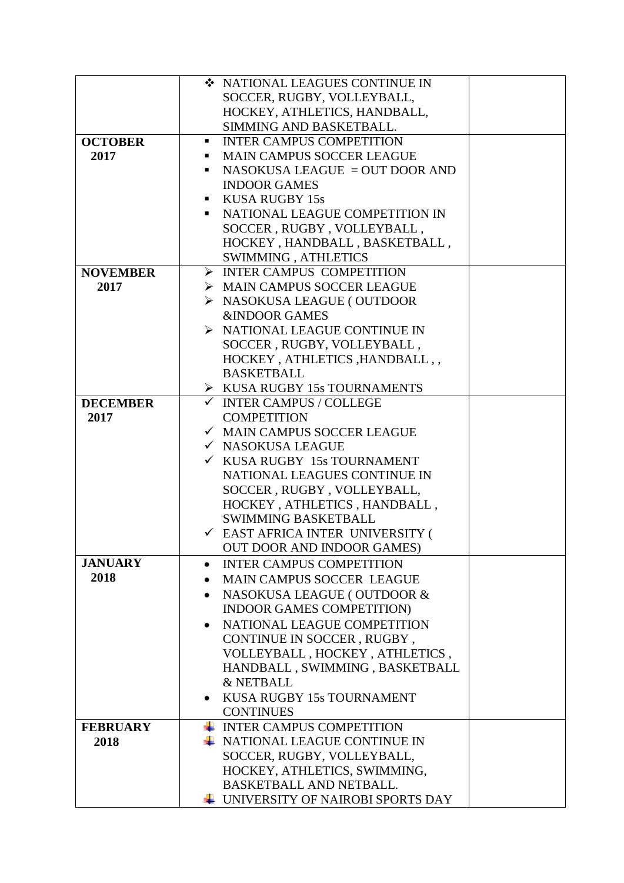| | | |
|---|---|---|
| | ❖ NATIONAL LEAGUES CONTINUE IN SOCCER, RUGBY, VOLLEYBALL, HOCKEY, ATHLETICS, HANDBALL, SIMMING AND BASKETBALL. | |
| **OCTOBER 2017** | ▪ INTER CAMPUS COMPETITION<br>▪ MAIN CAMPUS SOCCER LEAGUE<br>▪ NASOKUSA LEAGUE = OUT DOOR AND INDOOR GAMES<br>▪ KUSA RUGBY 15s<br>▪ NATIONAL LEAGUE COMPETITION IN SOCCER , RUGBY , VOLLEYBALL , HOCKEY , HANDBALL , BASKETBALL , SWIMMING , ATHLETICS | |
| **NOVEMBER 2017** | ➢ INTER CAMPUS COMPETITION<br>➢ MAIN CAMPUS SOCCER LEAGUE<br>➢ NASOKUSA LEAGUE ( OUTDOOR &INDOOR GAMES<br>➢ NATIONAL LEAGUE CONTINUE IN SOCCER , RUGBY, VOLLEYBALL , HOCKEY , ATHLETICS ,HANDBALL , , BASKETBALL<br>➢ KUSA RUGBY 15s TOURNAMENTS | |
| **DECEMBER 2017** | ✓ INTER CAMPUS / COLLEGE COMPETITION<br>✓ MAIN CAMPUS SOCCER LEAGUE<br>✓ NASOKUSA LEAGUE<br>✓ KUSA RUGBY 15s TOURNAMENT NATIONAL LEAGUES CONTINUE IN SOCCER , RUGBY , VOLLEYBALL, HOCKEY , ATHLETICS , HANDBALL , SWIMMING BASKETBALL<br>✓ EAST AFRICA INTER UNIVERSITY ( OUT DOOR AND INDOOR GAMES) | |
| **JANUARY 2018** | • INTER CAMPUS COMPETITION<br>• MAIN CAMPUS SOCCER LEAGUE<br>• NASOKUSA LEAGUE ( OUTDOOR & INDOOR GAMES COMPETITION)<br>• NATIONAL LEAGUE COMPETITION CONTINUE IN SOCCER , RUGBY , VOLLEYBALL , HOCKEY , ATHLETICS , HANDBALL , SWIMMING , BASKETBALL & NETBALL<br>• KUSA RUGBY 15s TOURNAMENT CONTINUES | |
| **FEBRUARY 2018** | ✚ INTER CAMPUS COMPETITION<br>✚ NATIONAL LEAGUE CONTINUE IN SOCCER, RUGBY, VOLLEYBALL, HOCKEY, ATHLETICS, SWIMMING, BASKETBALL AND NETBALL.<br>✚ UNIVERSITY OF NAIROBI SPORTS DAY | |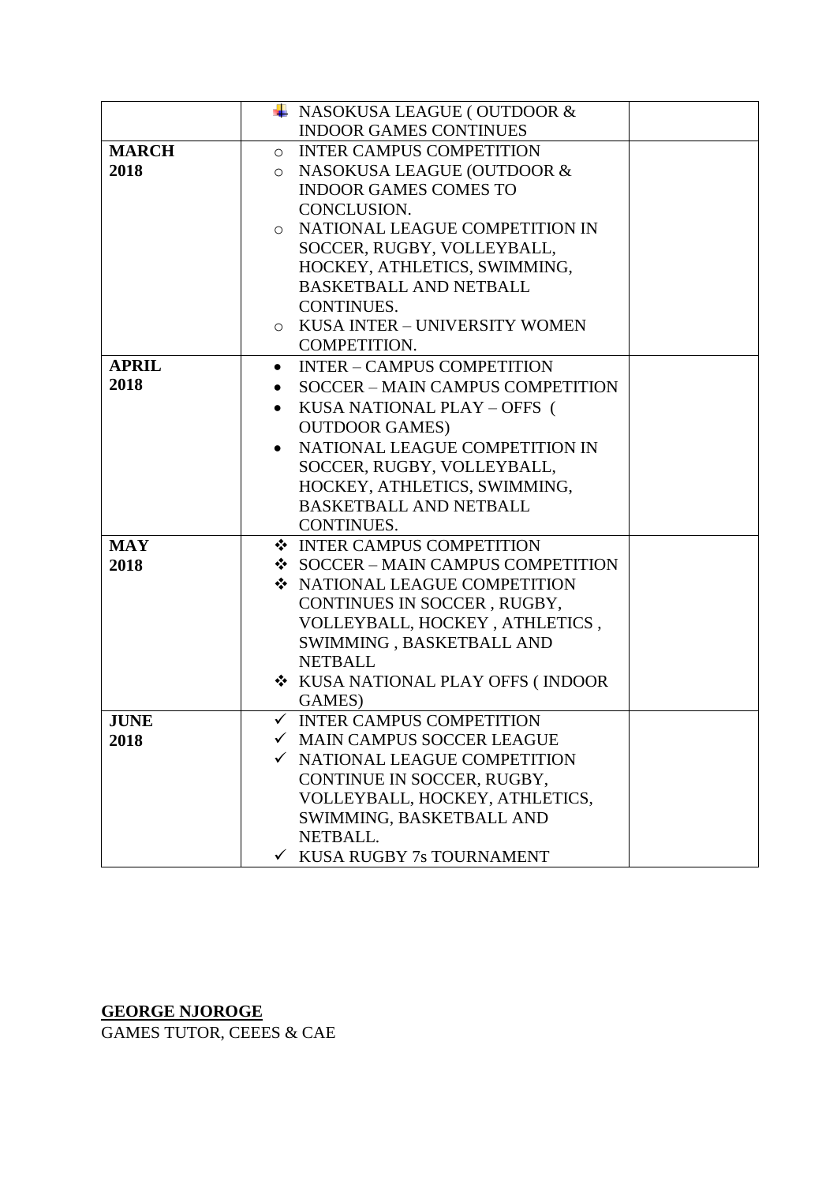| | | |
|---|---|---|
| | - NASOKUSA LEAGUE ( OUTDOOR & INDOOR GAMES CONTINUES | |
| **MARCH 2018** | - INTER CAMPUS COMPETITION<br>- NASOKUSA LEAGUE (OUTDOOR & INDOOR GAMES COMES TO CONCLUSION.<br>- NATIONAL LEAGUE COMPETITION IN SOCCER, RUGBY, VOLLEYBALL, HOCKEY, ATHLETICS, SWIMMING, BASKETBALL AND NETBALL CONTINUES.<br>- KUSA INTER – UNIVERSITY WOMEN COMPETITION. | |
| **APRIL 2018** | - INTER – CAMPUS COMPETITION<br>- SOCCER – MAIN CAMPUS COMPETITION<br>- KUSA NATIONAL PLAY – OFFS ( OUTDOOR GAMES)<br>- NATIONAL LEAGUE COMPETITION IN SOCCER, RUGBY, VOLLEYBALL, HOCKEY, ATHLETICS, SWIMMING, BASKETBALL AND NETBALL CONTINUES. | |
| **MAY 2018** | - INTER CAMPUS COMPETITION<br>- SOCCER – MAIN CAMPUS COMPETITION<br>- NATIONAL LEAGUE COMPETITION CONTINUES IN SOCCER , RUGBY, VOLLEYBALL, HOCKEY , ATHLETICS , SWIMMING , BASKETBALL AND NETBALL<br>- KUSA NATIONAL PLAY OFFS ( INDOOR GAMES) | |
| **JUNE 2018** | - INTER CAMPUS COMPETITION<br>- MAIN CAMPUS SOCCER LEAGUE<br>- NATIONAL LEAGUE COMPETITION CONTINUE IN SOCCER, RUGBY, VOLLEYBALL, HOCKEY, ATHLETICS, SWIMMING, BASKETBALL AND NETBALL.<br>- KUSA RUGBY 7s TOURNAMENT | |

**GEORGE NJOROGE**
GAMES TUTOR, CEEES & CAE